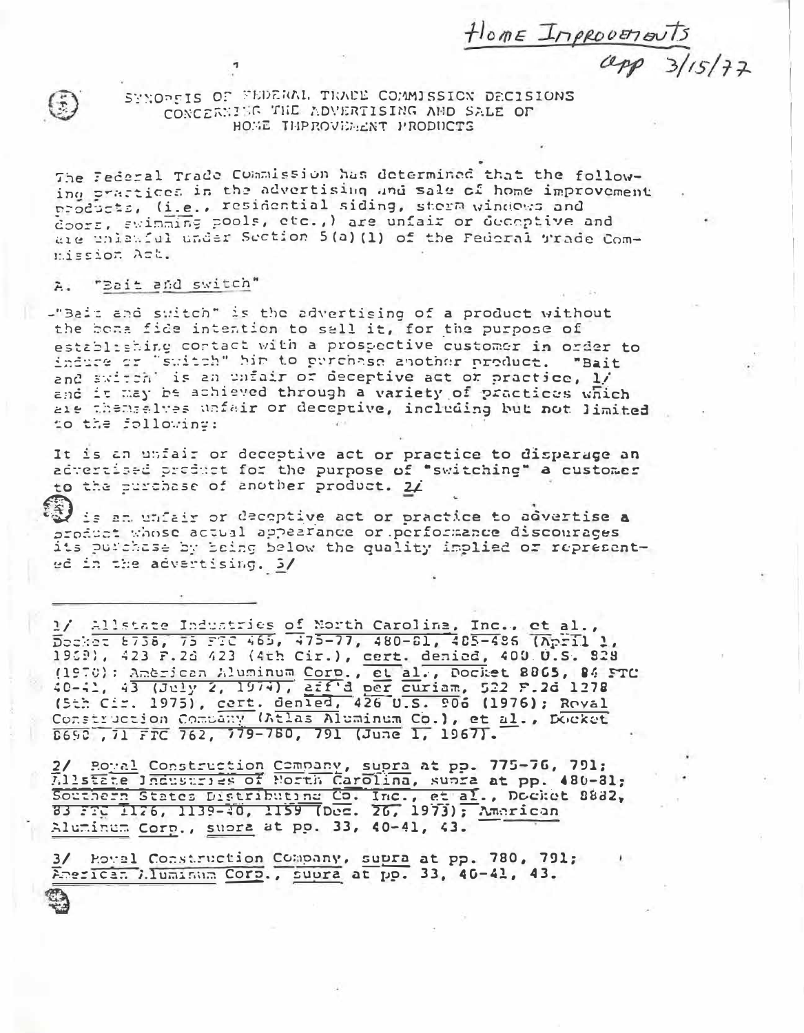Home Improvements
app 3/15/77

# SYNOPSIS OF FEDERAL TRADE COMMISSION DECISIONS CONCERNING THE ADVERTISING AND SALE OF HOME IMPROVEMENT PRODUCTS

The Federal Trade Commission has determined that the following practices in the advertising and sale of home improvement products, (i.e., residential siding, storm windows and doors, swimming pools, etc.,) are unfair or deceptive and are unlawful under Section 5(a)(1) of the Federal Trade Commission Act.

## A. "Bait and switch"

"Bait and switch" is the advertising of a product without the bona fide intention to sell it, for the purpose of establishing contact with a prospective customer in order to induce or "switch" him to purchase another product. "Bait and switch" is an unfair or deceptive act or practice, 1/ and it may be achieved through a variety of practices which are themselves unfair or deceptive, including but not limited to the following:

It is an unfair or deceptive act or practice to disparage an advertised product for the purpose of "switching" a customer to the purchase of another product. 2/

It is an unfair or deceptive act or practice to advertise a product whose actual appearance or performance discourages its purchase by being below the quality implied or represented in the advertising. 3/

---

1/ Allstate Industries of North Carolina, Inc., et al., Docket 8738, 75 FTC 465, 475-77, 480-81, 485-486 (April 1, 1969), 423 F.2d 423 (4th Cir.), cert. denied, 400 U.S. 828 (1970); American Aluminum Corp., et al., Docket 8865, 84 FTC 40-41, 43 (July 2, 1974), aff'd per curiam, 522 F.2d 1278 (5th Cir. 1975), cert. denied, 426 U.S. 906 (1976); Royal Construction Company (Atlas Aluminum Co.), et al., Docket 8690, 71 FTC 762, 779-780, 791 (June 1, 1967).

2/ Royal Construction Company, supra at pp. 775-76, 791; Allstate Industries of North Carolina, supra at pp. 480-81; Southern States Distributing Co. Inc., et al., Docket 8882, 83 FTC 1126, 1139-40, 1159 (Dec. 26, 1973); American Aluminum Corp., supra at pp. 33, 40-41, 43.

3/ Royal Construction Company, supra at pp. 780, 791; American Aluminum Corp., supra at pp. 33, 40-41, 43.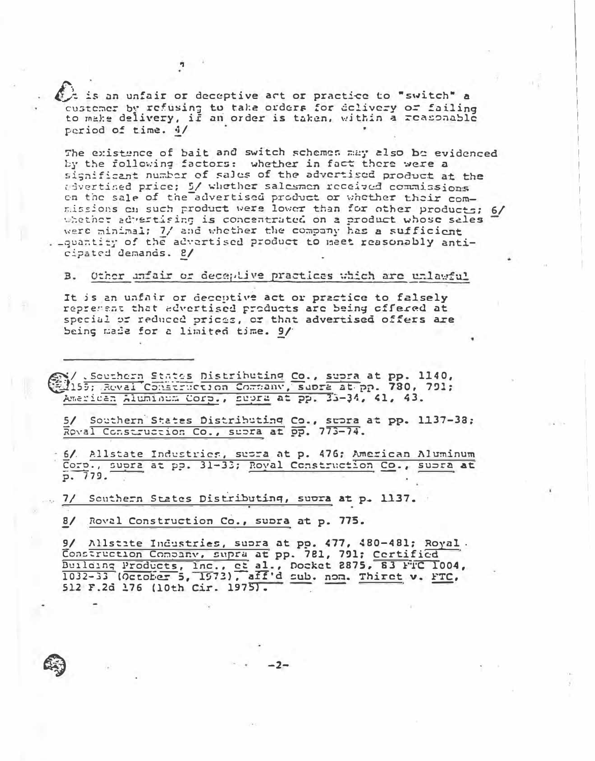It is an unfair or deceptive act or practice to "switch" a customer by refusing to take orders for delivery or failing to make delivery, if an order is taken, within a reasonable period of time. 4/

The existence of bait and switch schemes may also be evidenced by the following factors: whether in fact there were a significant number of sales of the advertised product at the advertised price; 5/ whether salesmen received commissions on the sale of the advertised product or whether their commissions on such product were lower than for other products; 6/ whether advertising is concentrated on a product whose sales were minimal; 7/ and whether the company has a sufficient quantity of the advertised product to meet reasonably anticipated demands. 8/

B. Other unfair or deceptive practices which are unlawful

It is an unfair or deceptive act or practice to falsely represent that advertised products are being offered at special or reduced prices, or that advertised offers are being made for a limited time. 9/

---

4/ Southern States Distributing Co., supra at pp. 1140, 1159; Royal Construction Company, supra at pp. 780, 791; American Aluminum Corp., supra at pp. 33-34, 41, 43.

5/ Southern States Distributing Co., supra at pp. 1137-38; Royal Construction Co., supra at pp. 773-74.

6/ Allstate Industries, supra at p. 476; American Aluminum Corp., supra at pp. 31-33; Royal Construction Co., supra at p. 779.

7/ Southern States Distributing, supra at p. 1137.

8/ Royal Construction Co., supra at p. 775.

9/ Allstate Industries, supra at pp. 477, 480-481; Royal Construction Company, supra at pp. 781, 791; Certified Building Products, Inc., et al., Docket 8875, 83 FTC 1004, 1032-33 (October 5, 1973), aff'd sub. nom. Thiret v. FTC, 512 F.2d 176 (10th Cir. 1975).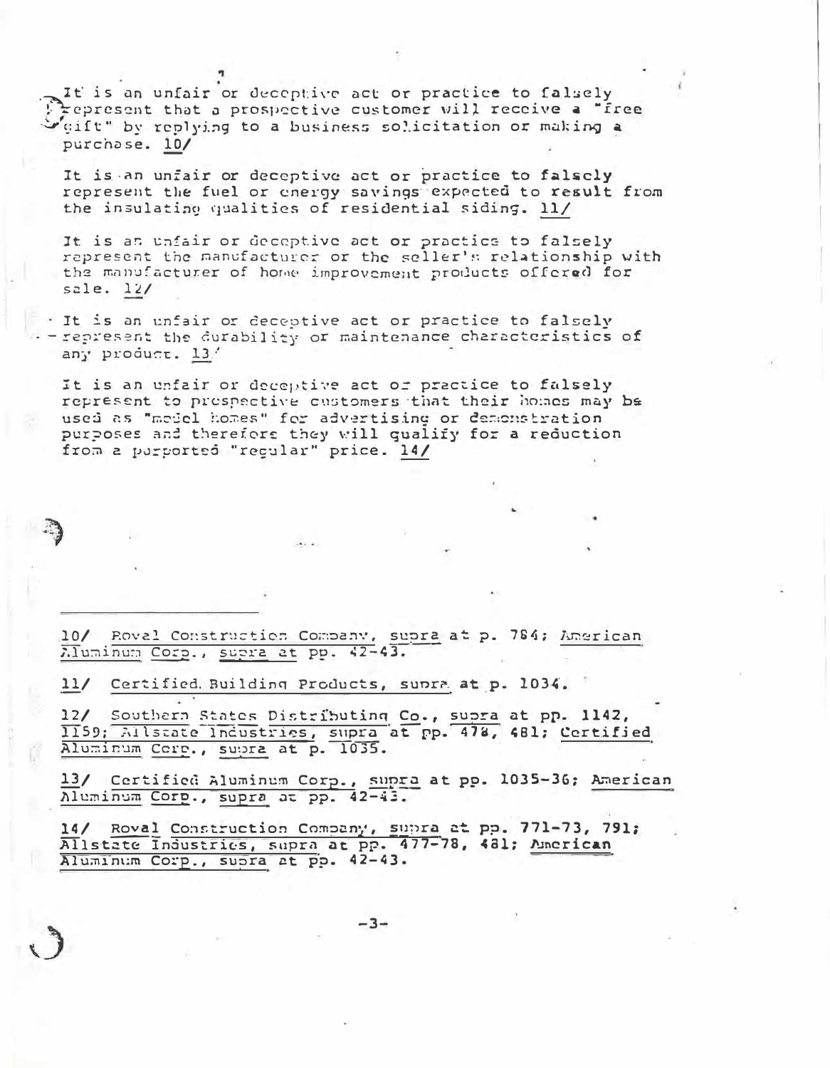It is an unfair or deceptive act or practice to falsely represent that a prospective customer will receive a "free gift" by replying to a business solicitation or making a purchase. 10/

It is an unfair or deceptive act or practice to falsely represent the fuel or energy savings expected to result from the insulating qualities of residential siding. 11/

It is an unfair or deceptive act or practice to falsely represent the manufacturer or the seller's relationship with the manufacturer of home improvement products offered for sale. 12/

It is an unfair or deceptive act or practice to falsely represent the durability or maintenance characteristics of any product. 13/

It is an unfair or deceptive act or practice to falsely represent to prospective customers that their homes may be used as "model homes" for advertising or demonstration purposes and therefore they will qualify for a reduction from a purported "regular" price. 14/

---

10/ Royal Construction Company, supra at p. 784; American Aluminum Corp., supra at pp. 42-43.

11/ Certified Building Products, supra at p. 1034.

12/ Southern States Distributing Co., supra at pp. 1142, 1159; Allstate Industries, supra at pp. 478, 481; Certified Aluminum Corp., supra at p. 1035.

13/ Certified Aluminum Corp., supra at pp. 1035-36; American Aluminum Corp., supra at pp. 42-43.

14/ Royal Construction Company, supra at pp. 771-73, 791; Allstate Industries, supra at pp. 477-78, 481; American Aluminum Corp., supra at pp. 42-43.